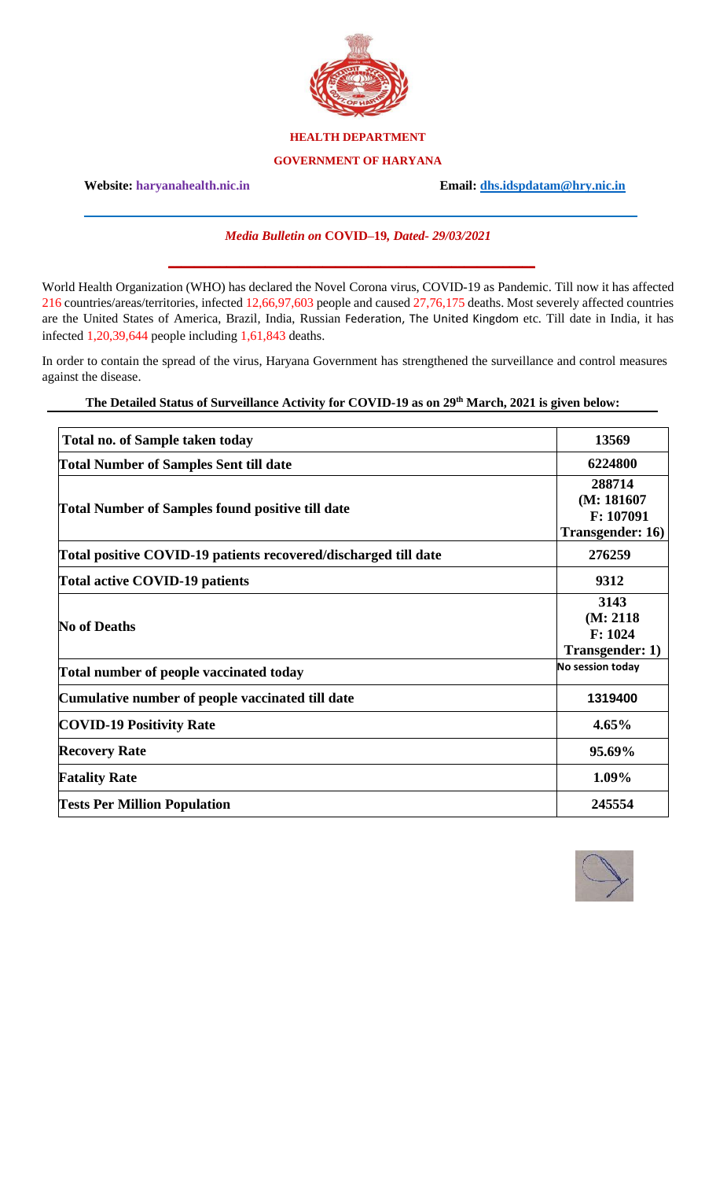**HEALTH DEPARTMENT**

**GOVERNMENT OF HARYANA**

**Website: haryanahealth.nic.in** **Email: dhs.idspdatam@hry.nic.in**

*Media Bulletin on* **COVID–19***, Dated- 29/03/2021*

World Health Organization (WHO) has declared the Novel Corona virus, COVID-19 as Pandemic. Till now it has affected 216 countries/areas/territories, infected 12,66,97,603 people and caused 27,76,175 deaths. Most severely affected countries are the United States of America, Brazil, India, Russian Federation, The United Kingdom etc. Till date in India, it has infected 1,20,39,644 people including 1,61,843 deaths.

In order to contain the spread of the virus, Haryana Government has strengthened the surveillance and control measures against the disease.

**The Detailed Status of Surveillance Activity for COVID-19 as on 29th March, 2021 is given below:**

| | |
|---|---|
| **Total no. of Sample taken today** | **13569** |
| **Total Number of Samples Sent till date** | **6224800** |
| **Total Number of Samples found positive till date** | **288714 (M: 181607 F: 107091 Transgender: 16)** |
| **Total positive COVID-19 patients recovered/discharged till date** | **276259** |
| **Total active COVID-19 patients** | **9312** |
| **No of Deaths** | **3143 (M: 2118 F: 1024 Transgender: 1)** |
| **Total number of people vaccinated today** | **No session today** |
| **Cumulative number of people vaccinated till date** | **1319400** |
| **COVID-19 Positivity Rate** | **4.65%** |
| **Recovery Rate** | **95.69%** |
| **Fatality Rate** | **1.09%** |
| **Tests Per Million Population** | **245554** |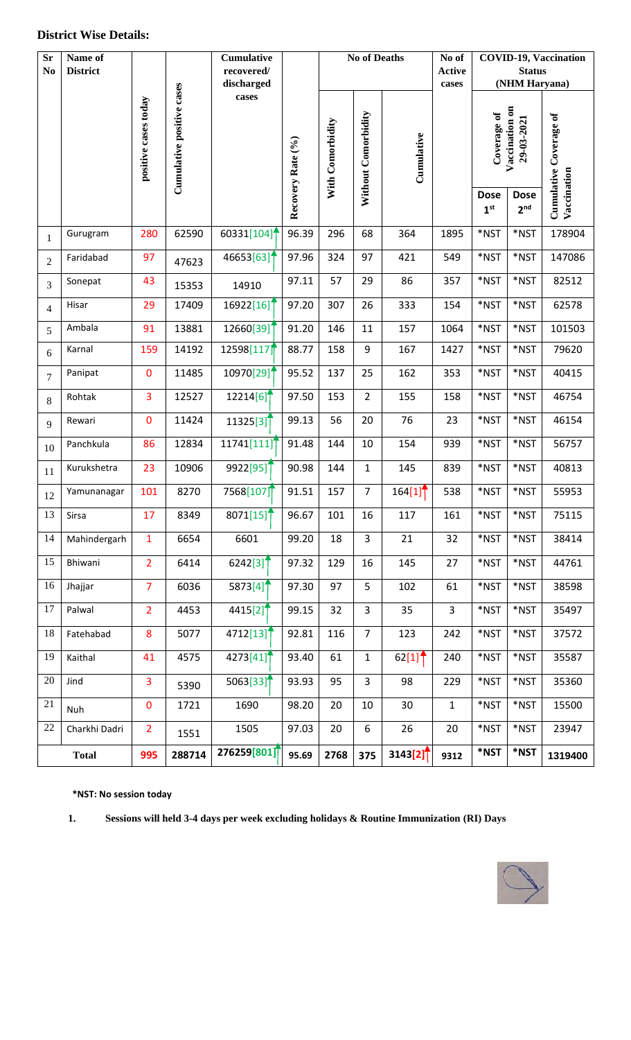## District Wise Details:

| Sr No | Name of District | positive cases today | Cumulative positive cases | Cumulative recovered/ discharged cases | Recovery Rate (%) | No of Deaths | | | No of Active cases | COVID-19, Vaccination Status (NHM Haryana) | | |
|---|---|---|---|---|---|---|---|---|---|---|---|---|
| | | | | | | With Comorbidity | Without Comorbidity | Cumulative | | Coverage of Vaccination on 29-03-2021 | | Cumulative Coverage of Vaccination |
| | | | | | | | | | | Dose 1st | Dose 2nd | |
| 1 | Gurugram | 280 | 62590 | 60331[104] | 96.39 | 296 | 68 | 364 | 1895 | *NST | *NST | 178904 |
| 2 | Faridabad | 97 | 47623 | 46653[63] | 97.96 | 324 | 97 | 421 | 549 | *NST | *NST | 147086 |
| 3 | Sonepat | 43 | 15353 | 14910 | 97.11 | 57 | 29 | 86 | 357 | *NST | *NST | 82512 |
| 4 | Hisar | 29 | 17409 | 16922[16] | 97.20 | 307 | 26 | 333 | 154 | *NST | *NST | 62578 |
| 5 | Ambala | 91 | 13881 | 12660[39] | 91.20 | 146 | 11 | 157 | 1064 | *NST | *NST | 101503 |
| 6 | Karnal | 159 | 14192 | 12598[117] | 88.77 | 158 | 9 | 167 | 1427 | *NST | *NST | 79620 |
| 7 | Panipat | 0 | 11485 | 10970[29] | 95.52 | 137 | 25 | 162 | 353 | *NST | *NST | 40415 |
| 8 | Rohtak | 3 | 12527 | 12214[6] | 97.50 | 153 | 2 | 155 | 158 | *NST | *NST | 46754 |
| 9 | Rewari | 0 | 11424 | 11325[3] | 99.13 | 56 | 20 | 76 | 23 | *NST | *NST | 46154 |
| 10 | Panchkula | 86 | 12834 | 11741[111] | 91.48 | 144 | 10 | 154 | 939 | *NST | *NST | 56757 |
| 11 | Kurukshetra | 23 | 10906 | 9922[95] | 90.98 | 144 | 1 | 145 | 839 | *NST | *NST | 40813 |
| 12 | Yamunanagar | 101 | 8270 | 7568[107] | 91.51 | 157 | 7 | 164[1] | 538 | *NST | *NST | 55953 |
| 13 | Sirsa | 17 | 8349 | 8071[15] | 96.67 | 101 | 16 | 117 | 161 | *NST | *NST | 75115 |
| 14 | Mahindergarh | 1 | 6654 | 6601 | 99.20 | 18 | 3 | 21 | 32 | *NST | *NST | 38414 |
| 15 | Bhiwani | 2 | 6414 | 6242[3] | 97.32 | 129 | 16 | 145 | 27 | *NST | *NST | 44761 |
| 16 | Jhajjar | 7 | 6036 | 5873[4] | 97.30 | 97 | 5 | 102 | 61 | *NST | *NST | 38598 |
| 17 | Palwal | 2 | 4453 | 4415[2] | 99.15 | 32 | 3 | 35 | 3 | *NST | *NST | 35497 |
| 18 | Fatehabad | 8 | 5077 | 4712[13] | 92.81 | 116 | 7 | 123 | 242 | *NST | *NST | 37572 |
| 19 | Kaithal | 41 | 4575 | 4273[41] | 93.40 | 61 | 1 | 62[1] | 240 | *NST | *NST | 35587 |
| 20 | Jind | 3 | 5390 | 5063[33] | 93.93 | 95 | 3 | 98 | 229 | *NST | *NST | 35360 |
| 21 | Nuh | 0 | 1721 | 1690 | 98.20 | 20 | 10 | 30 | 1 | *NST | *NST | 15500 |
| 22 | Charkhi Dadri | 2 | 1551 | 1505 | 97.03 | 20 | 6 | 26 | 20 | *NST | *NST | 23947 |
| **Total** | | **995** | **288714** | **276259[801]** | **95.69** | **2768** | **375** | **3143[2]** | **9312** | ***NST** | ***NST** | **1319400** |

**\*NST: No session today**

1. **Sessions will held 3-4 days per week excluding holidays & Routine Immunization (RI) Days**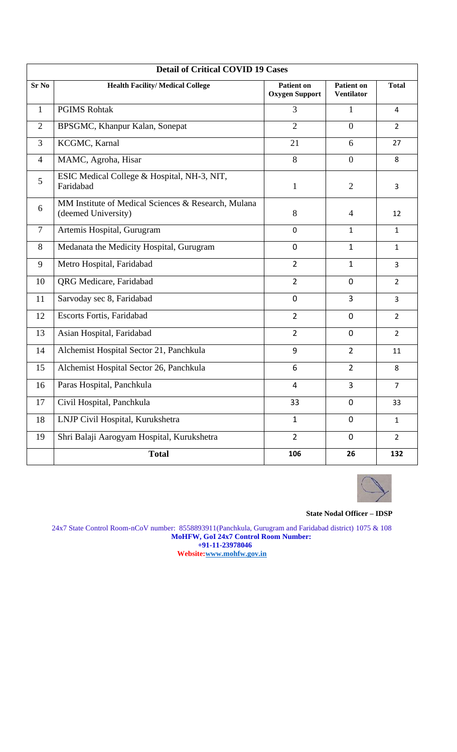| Detail of Critical COVID 19 Cases | | | | |
|---|---|---|---|---|
| **Sr No** | **Health Facility/ Medical College** | **Patient on Oxygen Support** | **Patient on Ventilator** | **Total** |
| 1 | PGIMS Rohtak | 3 | 1 | 4 |
| 2 | BPSGMC, Khanpur Kalan, Sonepat | 2 | 0 | 2 |
| 3 | KCGMC, Karnal | 21 | 6 | 27 |
| 4 | MAMC, Agroha, Hisar | 8 | 0 | 8 |
| 5 | ESIC Medical College & Hospital, NH-3, NIT, Faridabad | 1 | 2 | 3 |
| 6 | MM Institute of Medical Sciences & Research, Mulana (deemed University) | 8 | 4 | 12 |
| 7 | Artemis Hospital, Gurugram | 0 | 1 | 1 |
| 8 | Medanata the Medicity Hospital, Gurugram | 0 | 1 | 1 |
| 9 | Metro Hospital, Faridabad | 2 | 1 | 3 |
| 10 | QRG Medicare, Faridabad | 2 | 0 | 2 |
| 11 | Sarvoday sec 8, Faridabad | 0 | 3 | 3 |
| 12 | Escorts Fortis, Faridabad | 2 | 0 | 2 |
| 13 | Asian Hospital, Faridabad | 2 | 0 | 2 |
| 14 | Alchemist Hospital Sector 21, Panchkula | 9 | 2 | 11 |
| 15 | Alchemist Hospital Sector 26, Panchkula | 6 | 2 | 8 |
| 16 | Paras Hospital, Panchkula | 4 | 3 | 7 |
| 17 | Civil Hospital, Panchkula | 33 | 0 | 33 |
| 18 | LNJP Civil Hospital, Kurukshetra | 1 | 0 | 1 |
| 19 | Shri Balaji Aarogyam Hospital, Kurukshetra | 2 | 0 | 2 |
| | **Total** | **106** | **26** | **132** |

**State Nodal Officer – IDSP**

24x7 State Control Room-nCoV number: 8558893911(Panchkula, Gurugram and Faridabad district) 1075 & 108

**MoHFW, GoI 24x7 Control Room Number:**

**+91-11-23978046**

**Website:www.mohfw.gov.in**